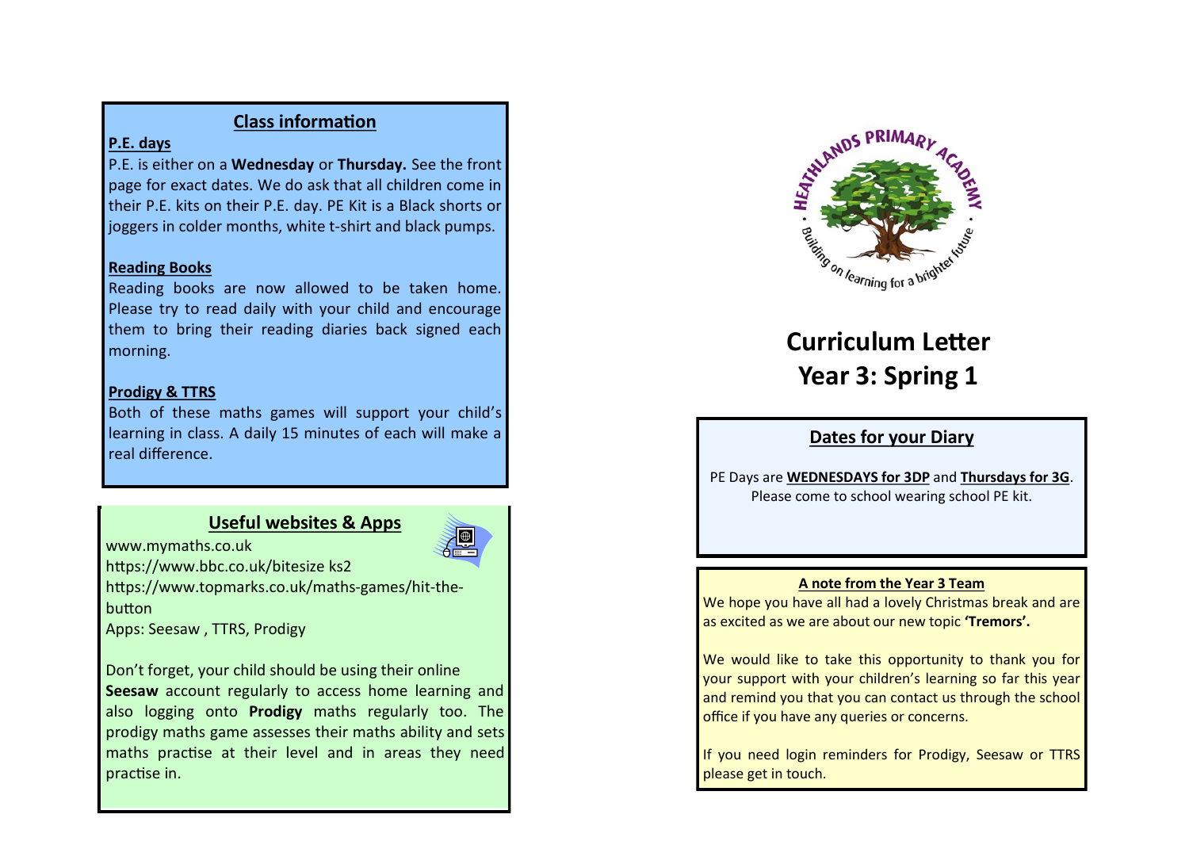## Class information

**P.E. days**

P.E. is either on a **Wednesday** or **Thursday.** See the front page for exact dates. We do ask that all children come in their P.E. kits on their P.E. day. PE Kit is a Black shorts or joggers in colder months, white t-shirt and black pumps.

**Reading Books**

Reading books are now allowed to be taken home. Please try to read daily with your child and encourage them to bring their reading diaries back signed each morning.

**Prodigy & TTRS**

Both of these maths games will support your child's learning in class. A daily 15 minutes of each will make a real difference.

## Useful websites & Apps

www.mymaths.co.uk
https://www.bbc.co.uk/bitesize ks2
https://www.topmarks.co.uk/maths-games/hit-the-button
Apps: Seesaw , TTRS, Prodigy

Don't forget, your child should be using their online **Seesaw** account regularly to access home learning and also logging onto **Prodigy** maths regularly too. The prodigy maths game assesses their maths ability and sets maths practise at their level and in areas they need practise in.

HEATHLANDS PRIMARY ACADEMY
Building on learning for a brighter future

# Curriculum Letter
# Year 3: Spring 1

## Dates for your Diary

PE Days are **WEDNESDAYS for 3DP** and **Thursdays for 3G**. Please come to school wearing school PE kit.

**A note from the Year 3 Team**

We hope you have all had a lovely Christmas break and are as excited as we are about our new topic **'Tremors'.**

We would like to take this opportunity to thank you for your support with your children's learning so far this year and remind you that you can contact us through the school office if you have any queries or concerns.

If you need login reminders for Prodigy, Seesaw or TTRS please get in touch.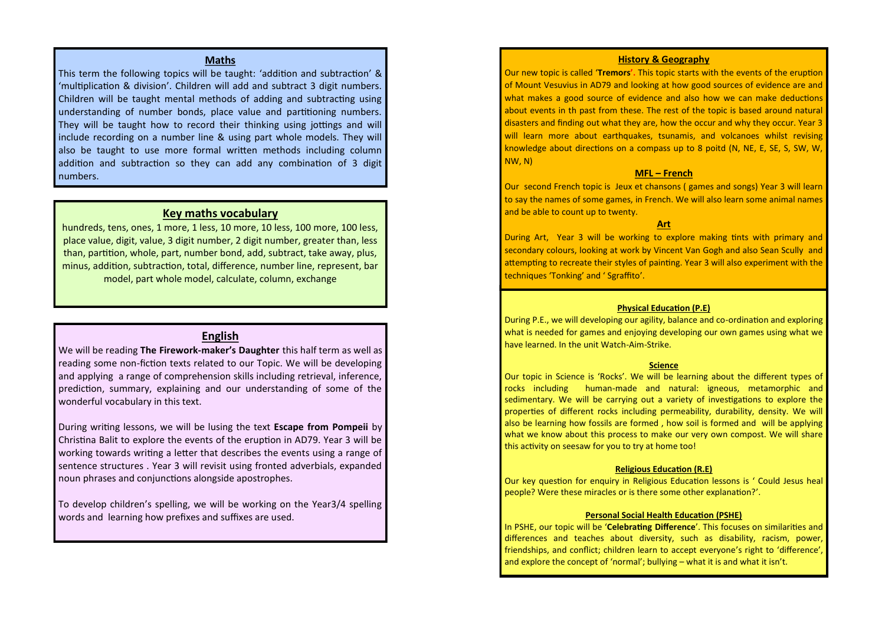## Maths

This term the following topics will be taught: 'addition and subtraction' & 'multiplication & division'. Children will add and subtract 3 digit numbers. Children will be taught mental methods of adding and subtracting using understanding of number bonds, place value and partitioning numbers. They will be taught how to record their thinking using jottings and will include recording on a number line & using part whole models. They will also be taught to use more formal written methods including column addition and subtraction so they can add any combination of 3 digit numbers.

## Key maths vocabulary

hundreds, tens, ones, 1 more, 1 less, 10 more, 10 less, 100 more, 100 less, place value, digit, value, 3 digit number, 2 digit number, greater than, less than, partition, whole, part, number bond, add, subtract, take away, plus, minus, addition, subtraction, total, difference, number line, represent, bar model, part whole model, calculate, column, exchange

## English

We will be reading **The Firework-maker's Daughter** this half term as well as reading some non-fiction texts related to our Topic. We will be developing and applying a range of comprehension skills including retrieval, inference, prediction, summary, explaining and our understanding of some of the wonderful vocabulary in this text.

During writing lessons, we will be lusing the text **Escape from Pompeii** by Christina Balit to explore the events of the eruption in AD79. Year 3 will be working towards writing a letter that describes the events using a range of sentence structures . Year 3 will revisit using fronted adverbials, expanded noun phrases and conjunctions alongside apostrophes.

To develop children's spelling, we will be working on the Year3/4 spelling words and learning how prefixes and suffixes are used.

## History & Geography

Our new topic is called '**Tremors'.** This topic starts with the events of the eruption of Mount Vesuvius in AD79 and looking at how good sources of evidence are and what makes a good source of evidence and also how we can make deductions about events in th past from these. The rest of the topic is based around natural disasters and finding out what they are, how the occur and why they occur. Year 3 will learn more about earthquakes, tsunamis, and volcanoes whilst revising knowledge about directions on a compass up to 8 poitd (N, NE, E, SE, S, SW, W, NW, N)

## MFL – French

Our second French topic is Jeux et chansons ( games and songs) Year 3 will learn to say the names of some games, in French. We will also learn some animal names and be able to count up to twenty.

## Art

During Art, Year 3 will be working to explore making tints with primary and secondary colours, looking at work by Vincent Van Gogh and also Sean Scully and attempting to recreate their styles of painting. Year 3 will also experiment with the techniques 'Tonking' and ' Sgraffito'.

## Physical Education (P.E)

During P.E., we will developing our agility, balance and co-ordination and exploring what is needed for games and enjoying developing our own games using what we have learned. In the unit Watch-Aim-Strike.

## Science

Our topic in Science is 'Rocks'. We will be learning about the different types of rocks including human-made and natural: igneous, metamorphic and sedimentary. We will be carrying out a variety of investigations to explore the properties of different rocks including permeability, durability, density. We will also be learning how fossils are formed , how soil is formed and will be applying what we know about this process to make our very own compost. We will share this activity on seesaw for you to try at home too!

## Religious Education (R.E)

Our key question for enquiry in Religious Education lessons is ' Could Jesus heal people? Were these miracles or is there some other explanation?'.

## Personal Social Health Education (PSHE)

In PSHE, our topic will be '**Celebrating Difference**'. This focuses on similarities and differences and teaches about diversity, such as disability, racism, power, friendships, and conflict; children learn to accept everyone's right to 'difference', and explore the concept of 'normal'; bullying – what it is and what it isn't.